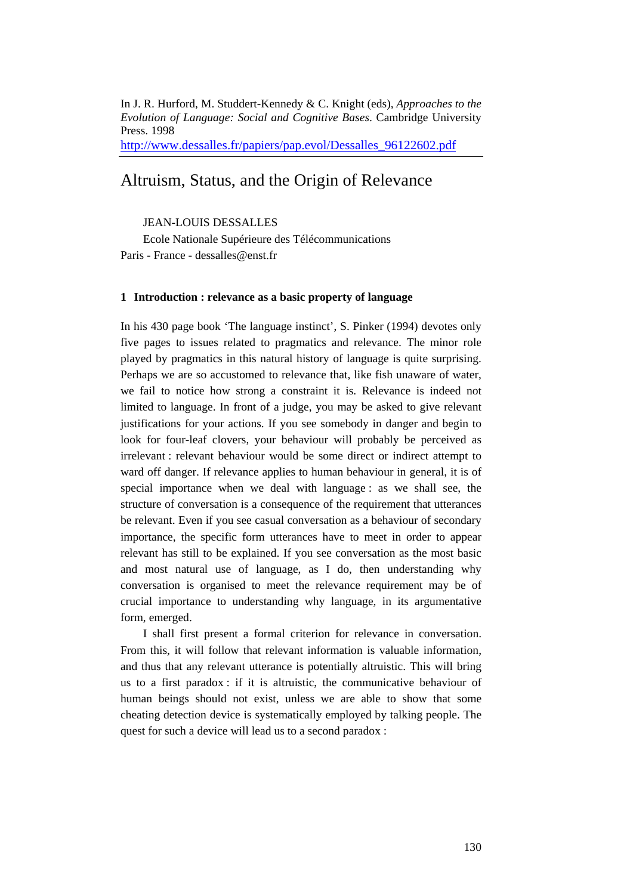In J. R. Hurford, M. Studdert-Kennedy & C. Knight (eds), *Approaches to the Evolution of Language: Social and Cognitive Bases*. Cambridge University Press. 1998

http://www.dessalles.fr/papiers/pap.evol/Dessalles_96122602.pdf

# Altruism, Status, and the Origin of Relevance

JEAN-LOUIS DESSALLES

Ecole Nationale Supérieure des Télécommunications

Paris - France - dessalles@enst.fr

## 1 Introduction : relevance as a basic property of language

In his 430 page book 'The language instinct', S. Pinker (1994) devotes only five pages to issues related to pragmatics and relevance. The minor role played by pragmatics in this natural history of language is quite surprising. Perhaps we are so accustomed to relevance that, like fish unaware of water, we fail to notice how strong a constraint it is. Relevance is indeed not limited to language. In front of a judge, you may be asked to give relevant justifications for your actions. If you see somebody in danger and begin to look for four-leaf clovers, your behaviour will probably be perceived as irrelevant : relevant behaviour would be some direct or indirect attempt to ward off danger. If relevance applies to human behaviour in general, it is of special importance when we deal with language : as we shall see, the structure of conversation is a consequence of the requirement that utterances be relevant. Even if you see casual conversation as a behaviour of secondary importance, the specific form utterances have to meet in order to appear relevant has still to be explained. If you see conversation as the most basic and most natural use of language, as I do, then understanding why conversation is organised to meet the relevance requirement may be of crucial importance to understanding why language, in its argumentative form, emerged.

I shall first present a formal criterion for relevance in conversation. From this, it will follow that relevant information is valuable information, and thus that any relevant utterance is potentially altruistic. This will bring us to a first paradox : if it is altruistic, the communicative behaviour of human beings should not exist, unless we are able to show that some cheating detection device is systematically employed by talking people. The quest for such a device will lead us to a second paradox :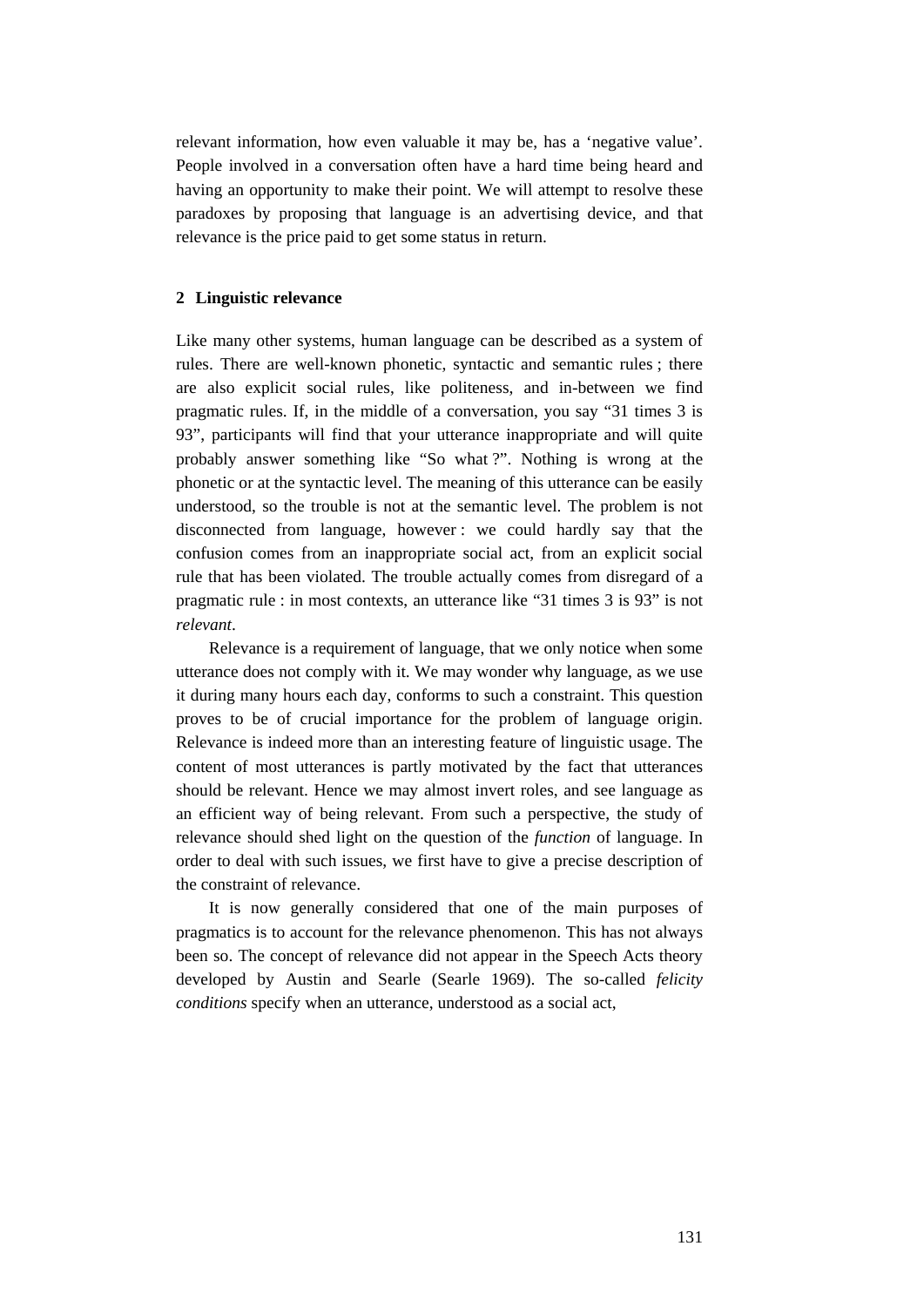relevant information, how even valuable it may be, has a 'negative value'. People involved in a conversation often have a hard time being heard and having an opportunity to make their point. We will attempt to resolve these paradoxes by proposing that language is an advertising device, and that relevance is the price paid to get some status in return.

## 2 Linguistic relevance

Like many other systems, human language can be described as a system of rules. There are well-known phonetic, syntactic and semantic rules ; there are also explicit social rules, like politeness, and in-between we find pragmatic rules. If, in the middle of a conversation, you say "31 times 3 is 93", participants will find that your utterance inappropriate and will quite probably answer something like "So what ?". Nothing is wrong at the phonetic or at the syntactic level. The meaning of this utterance can be easily understood, so the trouble is not at the semantic level. The problem is not disconnected from language, however : we could hardly say that the confusion comes from an inappropriate social act, from an explicit social rule that has been violated. The trouble actually comes from disregard of a pragmatic rule : in most contexts, an utterance like "31 times 3 is 93" is not *relevant*.

Relevance is a requirement of language, that we only notice when some utterance does not comply with it. We may wonder why language, as we use it during many hours each day, conforms to such a constraint. This question proves to be of crucial importance for the problem of language origin. Relevance is indeed more than an interesting feature of linguistic usage. The content of most utterances is partly motivated by the fact that utterances should be relevant. Hence we may almost invert roles, and see language as an efficient way of being relevant. From such a perspective, the study of relevance should shed light on the question of the *function* of language. In order to deal with such issues, we first have to give a precise description of the constraint of relevance.

It is now generally considered that one of the main purposes of pragmatics is to account for the relevance phenomenon. This has not always been so. The concept of relevance did not appear in the Speech Acts theory developed by Austin and Searle (Searle 1969). The so-called *felicity conditions* specify when an utterance, understood as a social act,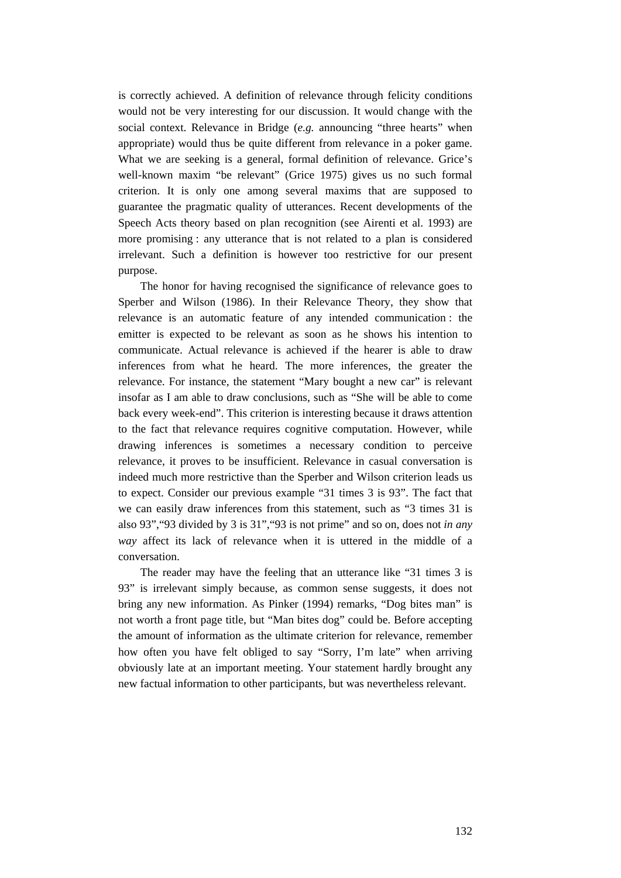is correctly achieved. A definition of relevance through felicity conditions would not be very interesting for our discussion. It would change with the social context. Relevance in Bridge (*e.g.* announcing "three hearts" when appropriate) would thus be quite different from relevance in a poker game. What we are seeking is a general, formal definition of relevance. Grice's well-known maxim "be relevant" (Grice 1975) gives us no such formal criterion. It is only one among several maxims that are supposed to guarantee the pragmatic quality of utterances. Recent developments of the Speech Acts theory based on plan recognition (see Airenti et al. 1993) are more promising : any utterance that is not related to a plan is considered irrelevant. Such a definition is however too restrictive for our present purpose.

The honor for having recognised the significance of relevance goes to Sperber and Wilson (1986). In their Relevance Theory, they show that relevance is an automatic feature of any intended communication : the emitter is expected to be relevant as soon as he shows his intention to communicate. Actual relevance is achieved if the hearer is able to draw inferences from what he heard. The more inferences, the greater the relevance. For instance, the statement "Mary bought a new car" is relevant insofar as I am able to draw conclusions, such as "She will be able to come back every week-end". This criterion is interesting because it draws attention to the fact that relevance requires cognitive computation. However, while drawing inferences is sometimes a necessary condition to perceive relevance, it proves to be insufficient. Relevance in casual conversation is indeed much more restrictive than the Sperber and Wilson criterion leads us to expect. Consider our previous example "31 times 3 is 93". The fact that we can easily draw inferences from this statement, such as "3 times 31 is also 93","93 divided by 3 is 31","93 is not prime" and so on, does not *in any way* affect its lack of relevance when it is uttered in the middle of a conversation.

The reader may have the feeling that an utterance like "31 times 3 is 93" is irrelevant simply because, as common sense suggests, it does not bring any new information. As Pinker (1994) remarks, "Dog bites man" is not worth a front page title, but "Man bites dog" could be. Before accepting the amount of information as the ultimate criterion for relevance, remember how often you have felt obliged to say "Sorry, I'm late" when arriving obviously late at an important meeting. Your statement hardly brought any new factual information to other participants, but was nevertheless relevant.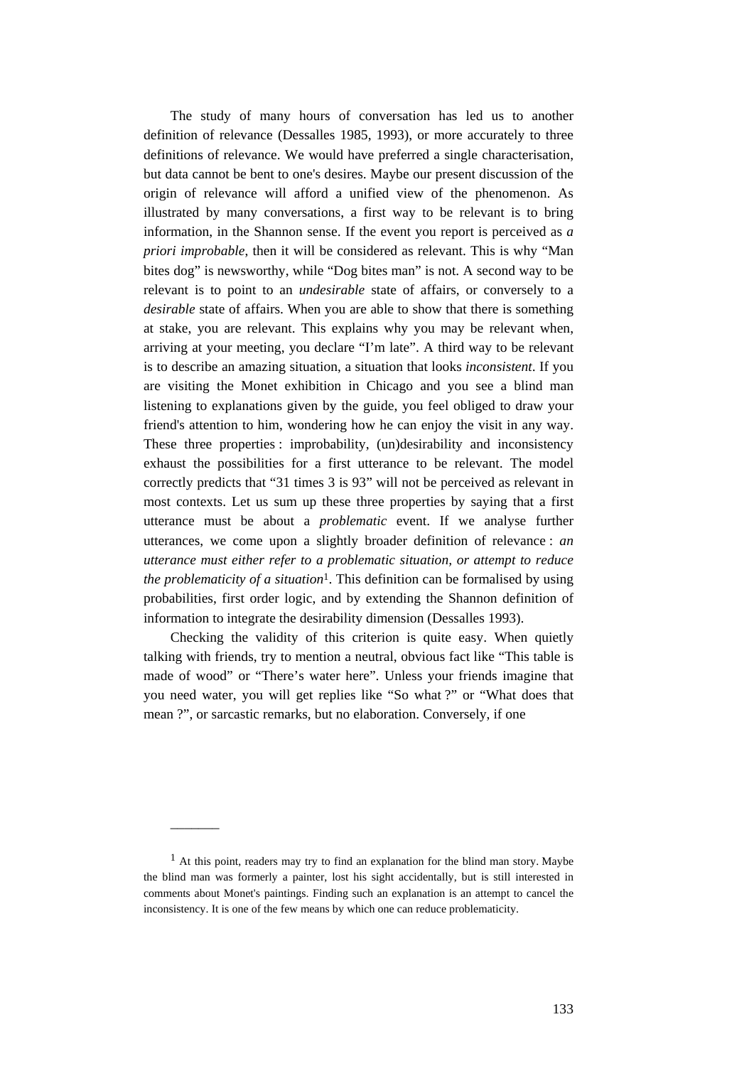The study of many hours of conversation has led us to another definition of relevance (Dessalles 1985, 1993), or more accurately to three definitions of relevance. We would have preferred a single characterisation, but data cannot be bent to one's desires. Maybe our present discussion of the origin of relevance will afford a unified view of the phenomenon. As illustrated by many conversations, a first way to be relevant is to bring information, in the Shannon sense. If the event you report is perceived as *a priori improbable*, then it will be considered as relevant. This is why "Man bites dog" is newsworthy, while "Dog bites man" is not. A second way to be relevant is to point to an *undesirable* state of affairs, or conversely to a *desirable* state of affairs. When you are able to show that there is something at stake, you are relevant. This explains why you may be relevant when, arriving at your meeting, you declare "I'm late". A third way to be relevant is to describe an amazing situation, a situation that looks *inconsistent*. If you are visiting the Monet exhibition in Chicago and you see a blind man listening to explanations given by the guide, you feel obliged to draw your friend's attention to him, wondering how he can enjoy the visit in any way. These three properties : improbability, (un)desirability and inconsistency exhaust the possibilities for a first utterance to be relevant. The model correctly predicts that "31 times 3 is 93" will not be perceived as relevant in most contexts. Let us sum up these three properties by saying that a first utterance must be about a *problematic* event. If we analyse further utterances, we come upon a slightly broader definition of relevance : *an utterance must either refer to a problematic situation, or attempt to reduce the problematicity of a situation*[1]. This definition can be formalised by using probabilities, first order logic, and by extending the Shannon definition of information to integrate the desirability dimension (Dessalles 1993).

Checking the validity of this criterion is quite easy. When quietly talking with friends, try to mention a neutral, obvious fact like "This table is made of wood" or "There's water here". Unless your friends imagine that you need water, you will get replies like "So what ?" or "What does that mean ?", or sarcastic remarks, but no elaboration. Conversely, if one

---

[1] At this point, readers may try to find an explanation for the blind man story. Maybe the blind man was formerly a painter, lost his sight accidentally, but is still interested in comments about Monet's paintings. Finding such an explanation is an attempt to cancel the inconsistency. It is one of the few means by which one can reduce problematicity.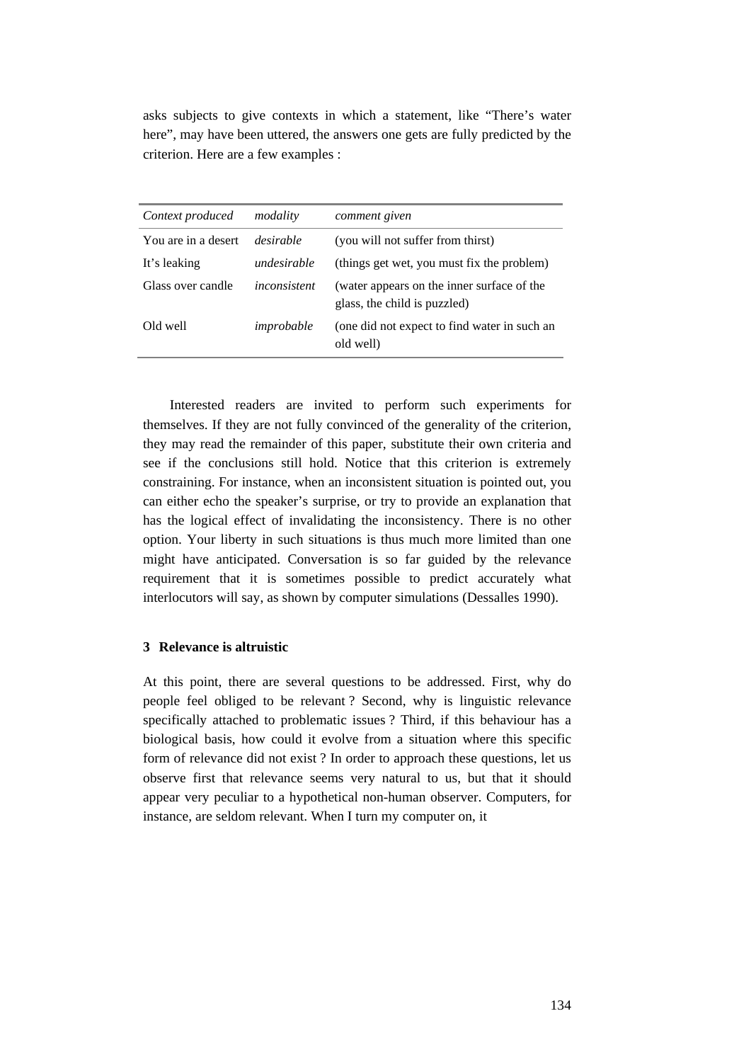asks subjects to give contexts in which a statement, like “There’s water here”, may have been uttered, the answers one gets are fully predicted by the criterion. Here are a few examples :

| *Context produced* | *modality* | *comment given* |
|---|---|---|
| You are in a desert | *desirable* | (you will not suffer from thirst) |
| It’s leaking | *undesirable* | (things get wet, you must fix the problem) |
| Glass over candle | *inconsistent* | (water appears on the inner surface of the glass, the child is puzzled) |
| Old well | *improbable* | (one did not expect to find water in such an old well) |

Interested readers are invited to perform such experiments for themselves. If they are not fully convinced of the generality of the criterion, they may read the remainder of this paper, substitute their own criteria and see if the conclusions still hold. Notice that this criterion is extremely constraining. For instance, when an inconsistent situation is pointed out, you can either echo the speaker’s surprise, or try to provide an explanation that has the logical effect of invalidating the inconsistency. There is no other option. Your liberty in such situations is thus much more limited than one might have anticipated. Conversation is so far guided by the relevance requirement that it is sometimes possible to predict accurately what interlocutors will say, as shown by computer simulations (Dessalles 1990).

### 3 Relevance is altruistic

At this point, there are several questions to be addressed. First, why do people feel obliged to be relevant ? Second, why is linguistic relevance specifically attached to problematic issues ? Third, if this behaviour has a biological basis, how could it evolve from a situation where this specific form of relevance did not exist ? In order to approach these questions, let us observe first that relevance seems very natural to us, but that it should appear very peculiar to a hypothetical non-human observer. Computers, for instance, are seldom relevant. When I turn my computer on, it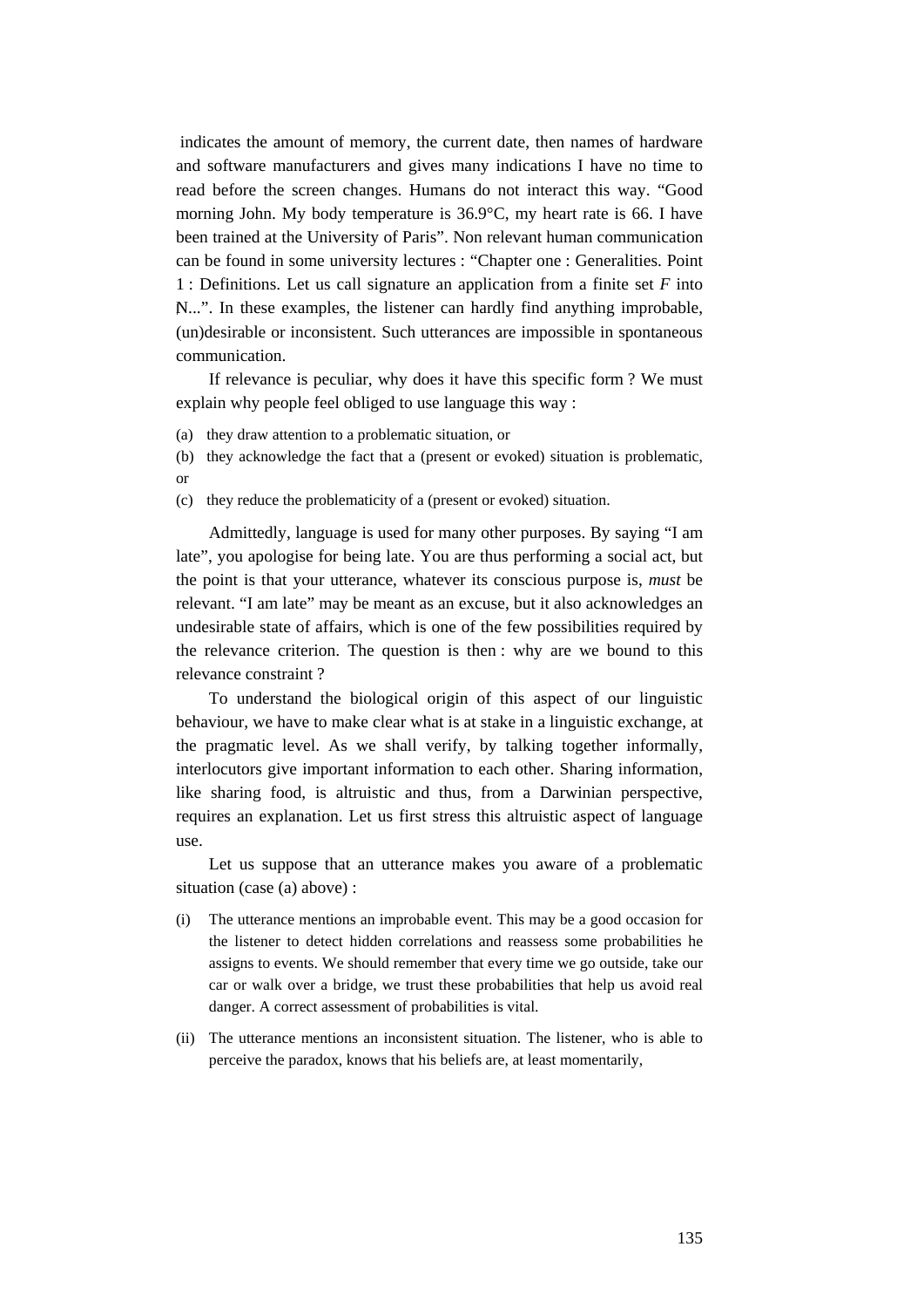indicates the amount of memory, the current date, then names of hardware and software manufacturers and gives many indications I have no time to read before the screen changes. Humans do not interact this way. "Good morning John. My body temperature is 36.9°C, my heart rate is 66. I have been trained at the University of Paris". Non relevant human communication can be found in some university lectures : "Chapter one : Generalities. Point 1 : Definitions. Let us call signature an application from a finite set $F$ into ℕ...". In these examples, the listener can hardly find anything improbable, (un)desirable or inconsistent. Such utterances are impossible in spontaneous communication.

If relevance is peculiar, why does it have this specific form ? We must explain why people feel obliged to use language this way :

(a) they draw attention to a problematic situation, or

(b) they acknowledge the fact that a (present or evoked) situation is problematic, or

(c) they reduce the problematicity of a (present or evoked) situation.

Admittedly, language is used for many other purposes. By saying "I am late", you apologise for being late. You are thus performing a social act, but the point is that your utterance, whatever its conscious purpose is, *must* be relevant. "I am late" may be meant as an excuse, but it also acknowledges an undesirable state of affairs, which is one of the few possibilities required by the relevance criterion. The question is then : why are we bound to this relevance constraint ?

To understand the biological origin of this aspect of our linguistic behaviour, we have to make clear what is at stake in a linguistic exchange, at the pragmatic level. As we shall verify, by talking together informally, interlocutors give important information to each other. Sharing information, like sharing food, is altruistic and thus, from a Darwinian perspective, requires an explanation. Let us first stress this altruistic aspect of language use.

Let us suppose that an utterance makes you aware of a problematic situation (case (a) above) :

(i) The utterance mentions an improbable event. This may be a good occasion for the listener to detect hidden correlations and reassess some probabilities he assigns to events. We should remember that every time we go outside, take our car or walk over a bridge, we trust these probabilities that help us avoid real danger. A correct assessment of probabilities is vital.

(ii) The utterance mentions an inconsistent situation. The listener, who is able to perceive the paradox, knows that his beliefs are, at least momentarily,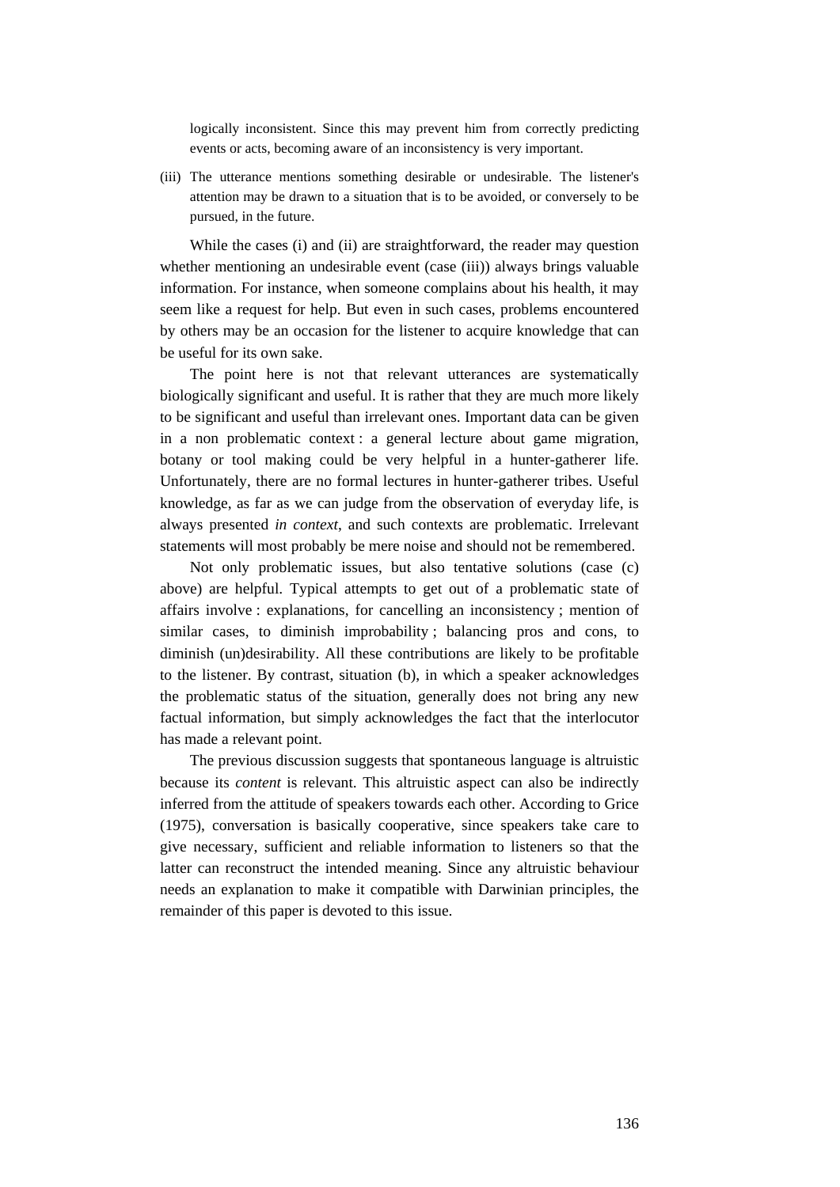logically inconsistent. Since this may prevent him from correctly predicting events or acts, becoming aware of an inconsistency is very important.

(iii) The utterance mentions something desirable or undesirable. The listener's attention may be drawn to a situation that is to be avoided, or conversely to be pursued, in the future.

While the cases (i) and (ii) are straightforward, the reader may question whether mentioning an undesirable event (case (iii)) always brings valuable information. For instance, when someone complains about his health, it may seem like a request for help. But even in such cases, problems encountered by others may be an occasion for the listener to acquire knowledge that can be useful for its own sake.

The point here is not that relevant utterances are systematically biologically significant and useful. It is rather that they are much more likely to be significant and useful than irrelevant ones. Important data can be given in a non problematic context : a general lecture about game migration, botany or tool making could be very helpful in a hunter-gatherer life. Unfortunately, there are no formal lectures in hunter-gatherer tribes. Useful knowledge, as far as we can judge from the observation of everyday life, is always presented *in context*, and such contexts are problematic. Irrelevant statements will most probably be mere noise and should not be remembered.

Not only problematic issues, but also tentative solutions (case (c) above) are helpful. Typical attempts to get out of a problematic state of affairs involve : explanations, for cancelling an inconsistency ; mention of similar cases, to diminish improbability ; balancing pros and cons, to diminish (un)desirability. All these contributions are likely to be profitable to the listener. By contrast, situation (b), in which a speaker acknowledges the problematic status of the situation, generally does not bring any new factual information, but simply acknowledges the fact that the interlocutor has made a relevant point.

The previous discussion suggests that spontaneous language is altruistic because its *content* is relevant. This altruistic aspect can also be indirectly inferred from the attitude of speakers towards each other. According to Grice (1975), conversation is basically cooperative, since speakers take care to give necessary, sufficient and reliable information to listeners so that the latter can reconstruct the intended meaning. Since any altruistic behaviour needs an explanation to make it compatible with Darwinian principles, the remainder of this paper is devoted to this issue.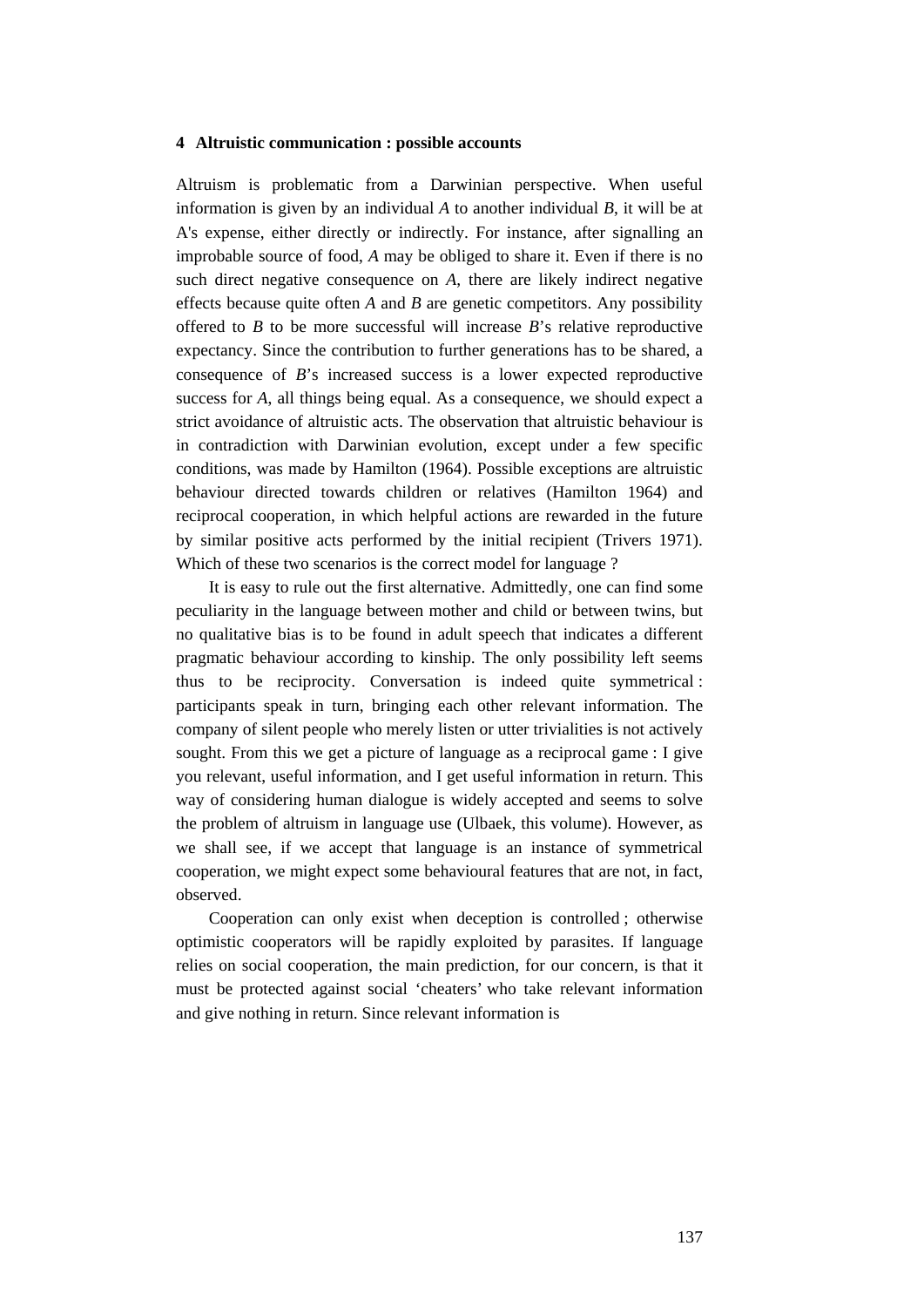## 4 Altruistic communication : possible accounts

Altruism is problematic from a Darwinian perspective. When useful information is given by an individual *A* to another individual *B*, it will be at A's expense, either directly or indirectly. For instance, after signalling an improbable source of food, *A* may be obliged to share it. Even if there is no such direct negative consequence on *A*, there are likely indirect negative effects because quite often *A* and *B* are genetic competitors. Any possibility offered to *B* to be more successful will increase *B*'s relative reproductive expectancy. Since the contribution to further generations has to be shared, a consequence of *B*'s increased success is a lower expected reproductive success for *A*, all things being equal. As a consequence, we should expect a strict avoidance of altruistic acts. The observation that altruistic behaviour is in contradiction with Darwinian evolution, except under a few specific conditions, was made by Hamilton (1964). Possible exceptions are altruistic behaviour directed towards children or relatives (Hamilton 1964) and reciprocal cooperation, in which helpful actions are rewarded in the future by similar positive acts performed by the initial recipient (Trivers 1971). Which of these two scenarios is the correct model for language ?

It is easy to rule out the first alternative. Admittedly, one can find some peculiarity in the language between mother and child or between twins, but no qualitative bias is to be found in adult speech that indicates a different pragmatic behaviour according to kinship. The only possibility left seems thus to be reciprocity. Conversation is indeed quite symmetrical : participants speak in turn, bringing each other relevant information. The company of silent people who merely listen or utter trivialities is not actively sought. From this we get a picture of language as a reciprocal game : I give you relevant, useful information, and I get useful information in return. This way of considering human dialogue is widely accepted and seems to solve the problem of altruism in language use (Ulbaek, this volume). However, as we shall see, if we accept that language is an instance of symmetrical cooperation, we might expect some behavioural features that are not, in fact, observed.

Cooperation can only exist when deception is controlled ; otherwise optimistic cooperators will be rapidly exploited by parasites. If language relies on social cooperation, the main prediction, for our concern, is that it must be protected against social 'cheaters' who take relevant information and give nothing in return. Since relevant information is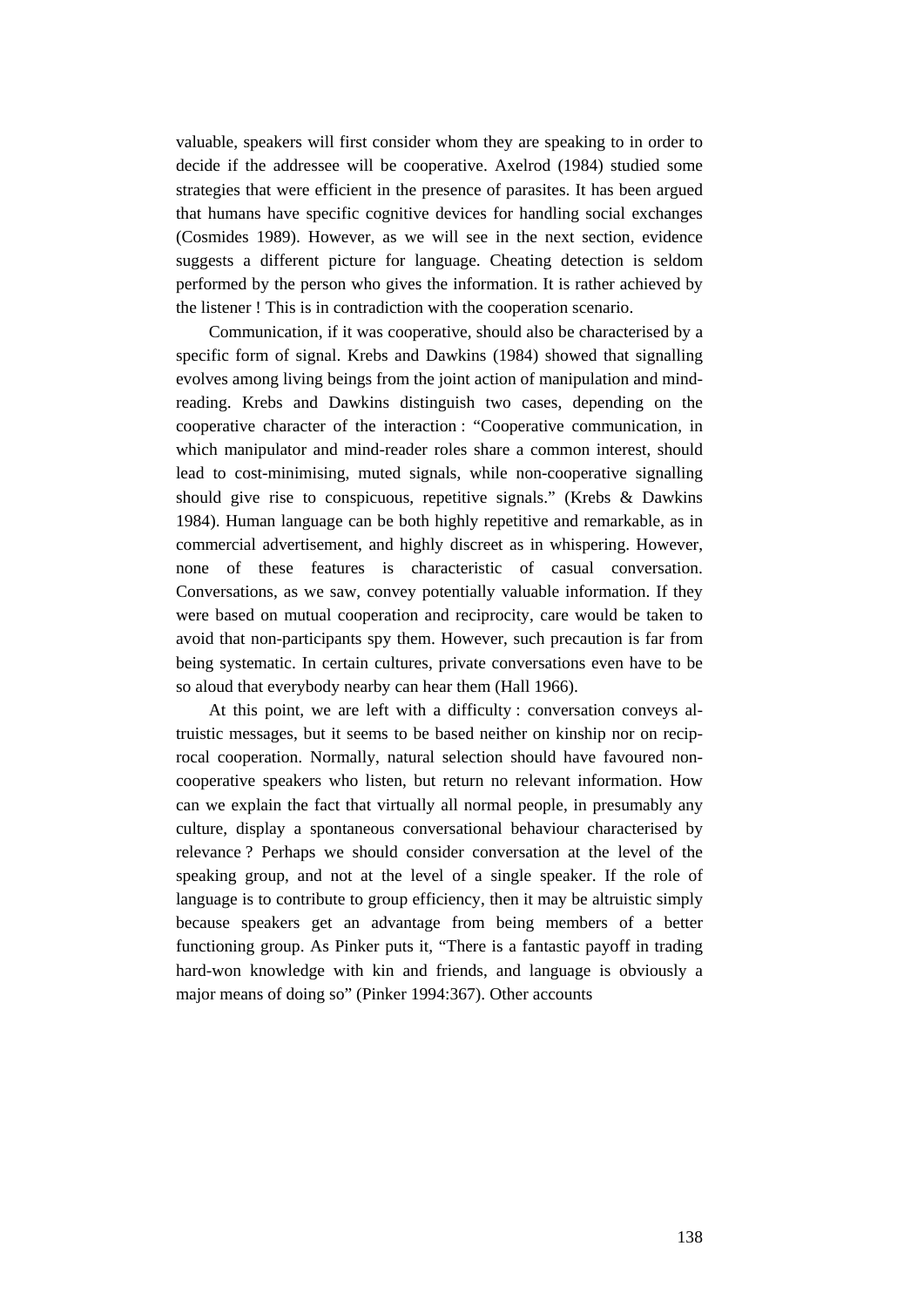valuable, speakers will first consider whom they are speaking to in order to decide if the addressee will be cooperative. Axelrod (1984) studied some strategies that were efficient in the presence of parasites. It has been argued that humans have specific cognitive devices for handling social exchanges (Cosmides 1989). However, as we will see in the next section, evidence suggests a different picture for language. Cheating detection is seldom performed by the person who gives the information. It is rather achieved by the listener ! This is in contradiction with the cooperation scenario.

Communication, if it was cooperative, should also be characterised by a specific form of signal. Krebs and Dawkins (1984) showed that signalling evolves among living beings from the joint action of manipulation and mind-reading. Krebs and Dawkins distinguish two cases, depending on the cooperative character of the interaction : "Cooperative communication, in which manipulator and mind-reader roles share a common interest, should lead to cost-minimising, muted signals, while non-cooperative signalling should give rise to conspicuous, repetitive signals." (Krebs & Dawkins 1984). Human language can be both highly repetitive and remarkable, as in commercial advertisement, and highly discreet as in whispering. However, none of these features is characteristic of casual conversation. Conversations, as we saw, convey potentially valuable information. If they were based on mutual cooperation and reciprocity, care would be taken to avoid that non-participants spy them. However, such precaution is far from being systematic. In certain cultures, private conversations even have to be so aloud that everybody nearby can hear them (Hall 1966).

At this point, we are left with a difficulty : conversation conveys altruistic messages, but it seems to be based neither on kinship nor on reciprocal cooperation. Normally, natural selection should have favoured non-cooperative speakers who listen, but return no relevant information. How can we explain the fact that virtually all normal people, in presumably any culture, display a spontaneous conversational behaviour characterised by relevance ? Perhaps we should consider conversation at the level of the speaking group, and not at the level of a single speaker. If the role of language is to contribute to group efficiency, then it may be altruistic simply because speakers get an advantage from being members of a better functioning group. As Pinker puts it, "There is a fantastic payoff in trading hard-won knowledge with kin and friends, and language is obviously a major means of doing so" (Pinker 1994:367). Other accounts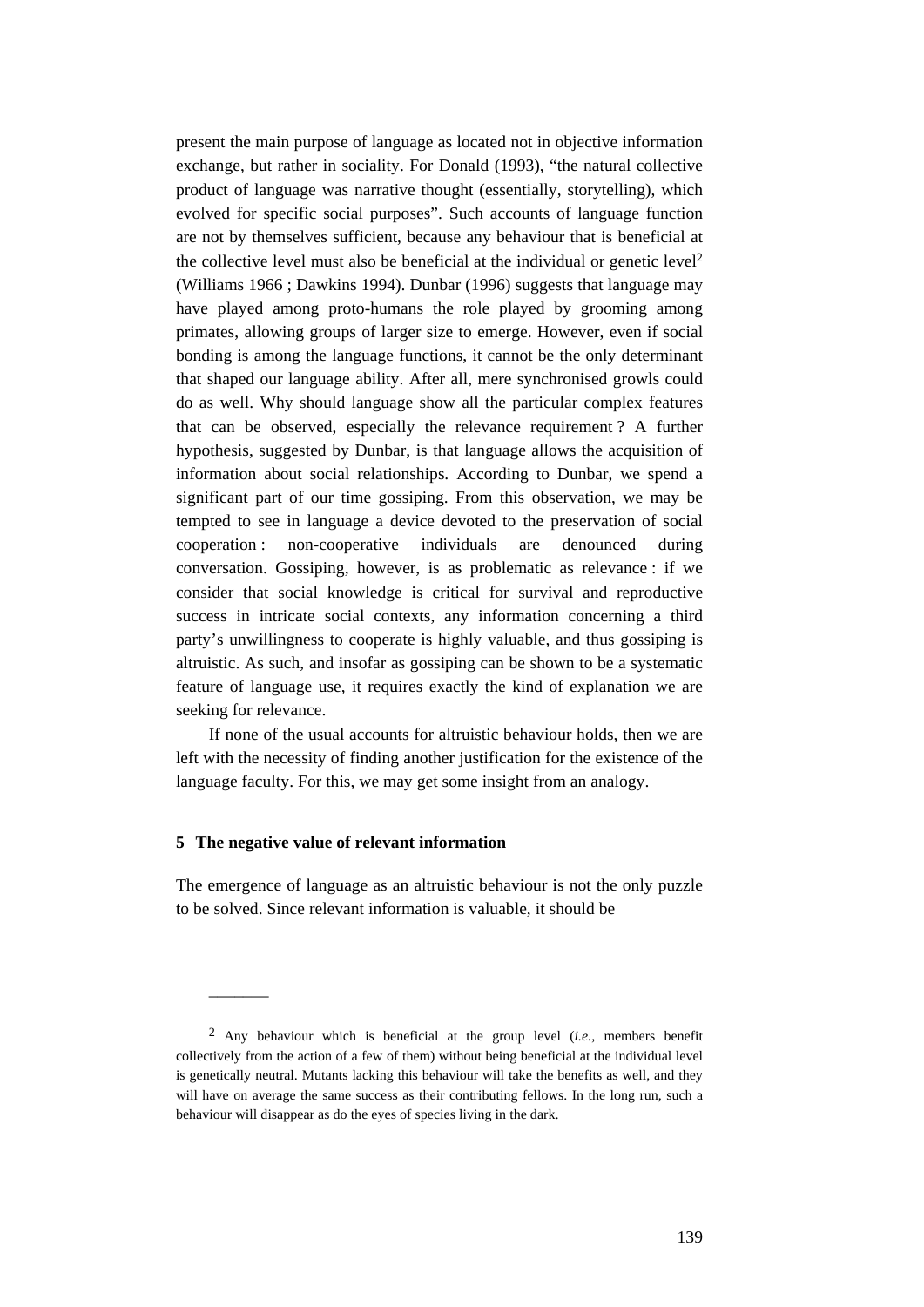present the main purpose of language as located not in objective information exchange, but rather in sociality. For Donald (1993), "the natural collective product of language was narrative thought (essentially, storytelling), which evolved for specific social purposes". Such accounts of language function are not by themselves sufficient, because any behaviour that is beneficial at the collective level must also be beneficial at the individual or genetic level[2] (Williams 1966 ; Dawkins 1994). Dunbar (1996) suggests that language may have played among proto-humans the role played by grooming among primates, allowing groups of larger size to emerge. However, even if social bonding is among the language functions, it cannot be the only determinant that shaped our language ability. After all, mere synchronised growls could do as well. Why should language show all the particular complex features that can be observed, especially the relevance requirement ? A further hypothesis, suggested by Dunbar, is that language allows the acquisition of information about social relationships. According to Dunbar, we spend a significant part of our time gossiping. From this observation, we may be tempted to see in language a device devoted to the preservation of social cooperation : non-cooperative individuals are denounced during conversation. Gossiping, however, is as problematic as relevance : if we consider that social knowledge is critical for survival and reproductive success in intricate social contexts, any information concerning a third party's unwillingness to cooperate is highly valuable, and thus gossiping is altruistic. As such, and insofar as gossiping can be shown to be a systematic feature of language use, it requires exactly the kind of explanation we are seeking for relevance.

If none of the usual accounts for altruistic behaviour holds, then we are left with the necessity of finding another justification for the existence of the language faculty. For this, we may get some insight from an analogy.

## 5 The negative value of relevant information

The emergence of language as an altruistic behaviour is not the only puzzle to be solved. Since relevant information is valuable, it should be

---

[2] Any behaviour which is beneficial at the group level (*i.e.*, members benefit collectively from the action of a few of them) without being beneficial at the individual level is genetically neutral. Mutants lacking this behaviour will take the benefits as well, and they will have on average the same success as their contributing fellows. In the long run, such a behaviour will disappear as do the eyes of species living in the dark.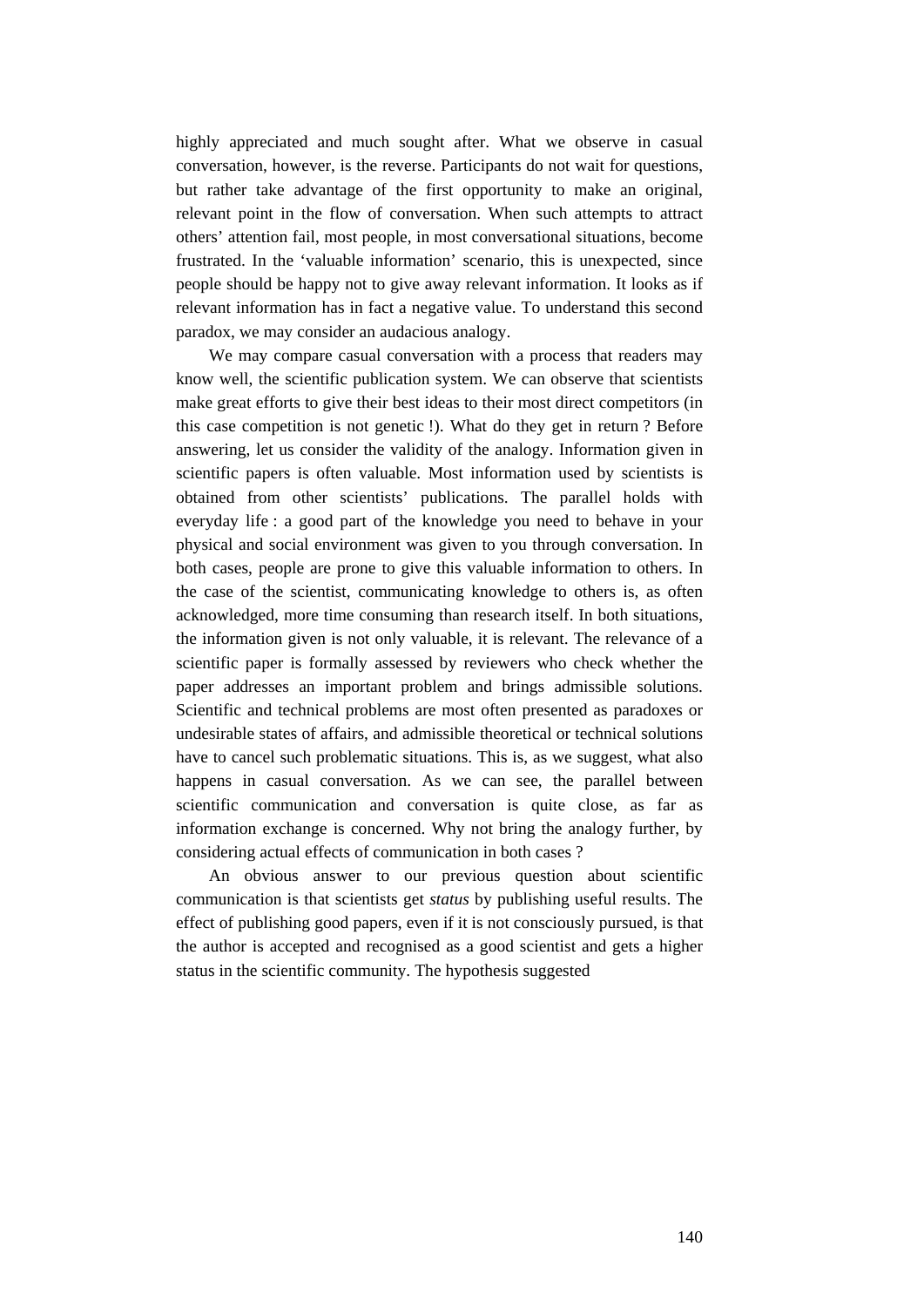highly appreciated and much sought after. What we observe in casual conversation, however, is the reverse. Participants do not wait for questions, but rather take advantage of the first opportunity to make an original, relevant point in the flow of conversation. When such attempts to attract others' attention fail, most people, in most conversational situations, become frustrated. In the 'valuable information' scenario, this is unexpected, since people should be happy not to give away relevant information. It looks as if relevant information has in fact a negative value. To understand this second paradox, we may consider an audacious analogy.

We may compare casual conversation with a process that readers may know well, the scientific publication system. We can observe that scientists make great efforts to give their best ideas to their most direct competitors (in this case competition is not genetic !). What do they get in return ? Before answering, let us consider the validity of the analogy. Information given in scientific papers is often valuable. Most information used by scientists is obtained from other scientists' publications. The parallel holds with everyday life : a good part of the knowledge you need to behave in your physical and social environment was given to you through conversation. In both cases, people are prone to give this valuable information to others. In the case of the scientist, communicating knowledge to others is, as often acknowledged, more time consuming than research itself. In both situations, the information given is not only valuable, it is relevant. The relevance of a scientific paper is formally assessed by reviewers who check whether the paper addresses an important problem and brings admissible solutions. Scientific and technical problems are most often presented as paradoxes or undesirable states of affairs, and admissible theoretical or technical solutions have to cancel such problematic situations. This is, as we suggest, what also happens in casual conversation. As we can see, the parallel between scientific communication and conversation is quite close, as far as information exchange is concerned. Why not bring the analogy further, by considering actual effects of communication in both cases ?

An obvious answer to our previous question about scientific communication is that scientists get *status* by publishing useful results. The effect of publishing good papers, even if it is not consciously pursued, is that the author is accepted and recognised as a good scientist and gets a higher status in the scientific community. The hypothesis suggested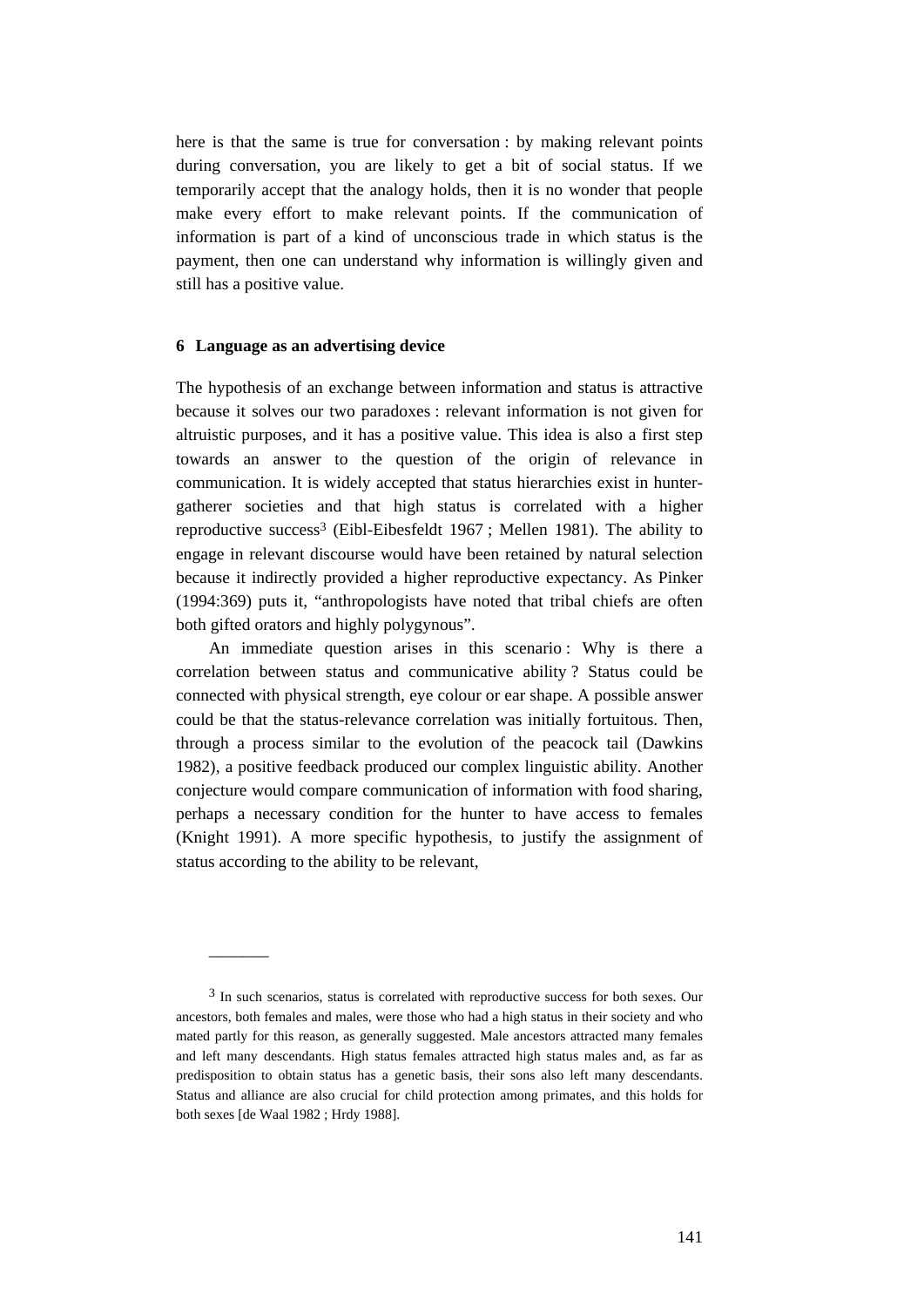here is that the same is true for conversation : by making relevant points during conversation, you are likely to get a bit of social status. If we temporarily accept that the analogy holds, then it is no wonder that people make every effort to make relevant points. If the communication of information is part of a kind of unconscious trade in which status is the payment, then one can understand why information is willingly given and still has a positive value.

## 6 Language as an advertising device

The hypothesis of an exchange between information and status is attractive because it solves our two paradoxes : relevant information is not given for altruistic purposes, and it has a positive value. This idea is also a first step towards an answer to the question of the origin of relevance in communication. It is widely accepted that status hierarchies exist in hunter-gatherer societies and that high status is correlated with a higher reproductive success[3] (Eibl-Eibesfeldt 1967 ; Mellen 1981). The ability to engage in relevant discourse would have been retained by natural selection because it indirectly provided a higher reproductive expectancy. As Pinker (1994:369) puts it, “anthropologists have noted that tribal chiefs are often both gifted orators and highly polygynous”.

An immediate question arises in this scenario : Why is there a correlation between status and communicative ability ? Status could be connected with physical strength, eye colour or ear shape. A possible answer could be that the status-relevance correlation was initially fortuitous. Then, through a process similar to the evolution of the peacock tail (Dawkins 1982), a positive feedback produced our complex linguistic ability. Another conjecture would compare communication of information with food sharing, perhaps a necessary condition for the hunter to have access to females (Knight 1991). A more specific hypothesis, to justify the assignment of status according to the ability to be relevant,

---

[3] In such scenarios, status is correlated with reproductive success for both sexes. Our ancestors, both females and males, were those who had a high status in their society and who mated partly for this reason, as generally suggested. Male ancestors attracted many females and left many descendants. High status females attracted high status males and, as far as predisposition to obtain status has a genetic basis, their sons also left many descendants. Status and alliance are also crucial for child protection among primates, and this holds for both sexes [de Waal 1982 ; Hrdy 1988].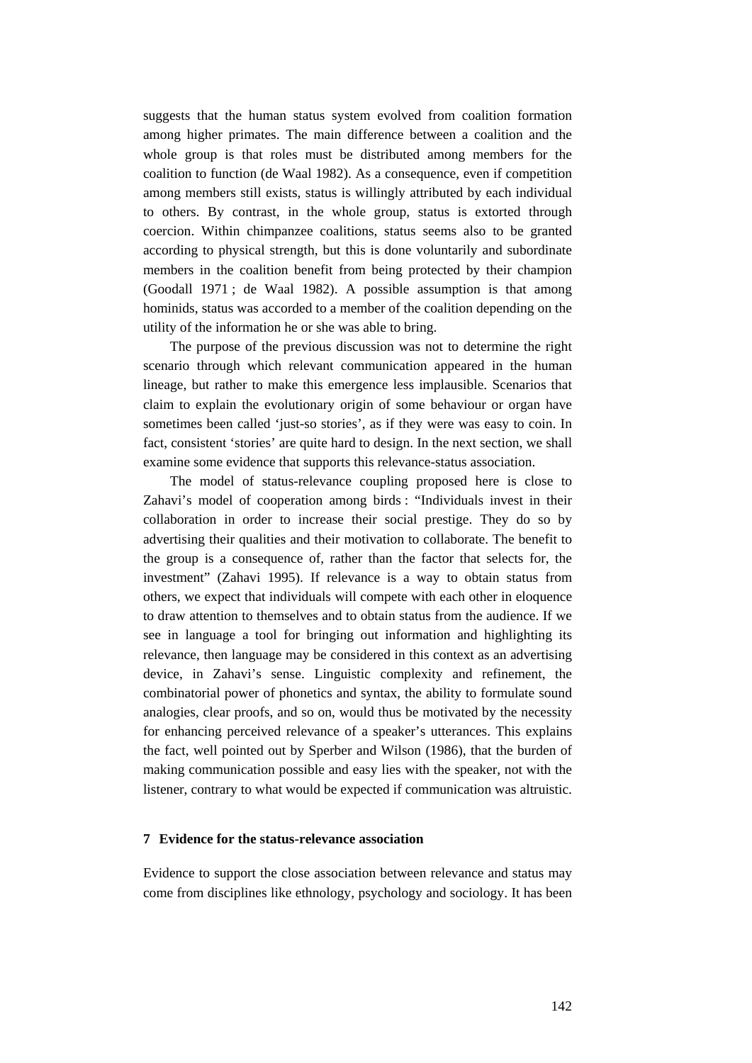suggests that the human status system evolved from coalition formation among higher primates. The main difference between a coalition and the whole group is that roles must be distributed among members for the coalition to function (de Waal 1982). As a consequence, even if competition among members still exists, status is willingly attributed by each individual to others. By contrast, in the whole group, status is extorted through coercion. Within chimpanzee coalitions, status seems also to be granted according to physical strength, but this is done voluntarily and subordinate members in the coalition benefit from being protected by their champion (Goodall 1971 ; de Waal 1982). A possible assumption is that among hominids, status was accorded to a member of the coalition depending on the utility of the information he or she was able to bring.

The purpose of the previous discussion was not to determine the right scenario through which relevant communication appeared in the human lineage, but rather to make this emergence less implausible. Scenarios that claim to explain the evolutionary origin of some behaviour or organ have sometimes been called 'just-so stories', as if they were was easy to coin. In fact, consistent 'stories' are quite hard to design. In the next section, we shall examine some evidence that supports this relevance-status association.

The model of status-relevance coupling proposed here is close to Zahavi's model of cooperation among birds : "Individuals invest in their collaboration in order to increase their social prestige. They do so by advertising their qualities and their motivation to collaborate. The benefit to the group is a consequence of, rather than the factor that selects for, the investment" (Zahavi 1995). If relevance is a way to obtain status from others, we expect that individuals will compete with each other in eloquence to draw attention to themselves and to obtain status from the audience. If we see in language a tool for bringing out information and highlighting its relevance, then language may be considered in this context as an advertising device, in Zahavi's sense. Linguistic complexity and refinement, the combinatorial power of phonetics and syntax, the ability to formulate sound analogies, clear proofs, and so on, would thus be motivated by the necessity for enhancing perceived relevance of a speaker's utterances. This explains the fact, well pointed out by Sperber and Wilson (1986), that the burden of making communication possible and easy lies with the speaker, not with the listener, contrary to what would be expected if communication was altruistic.

## 7 Evidence for the status-relevance association

Evidence to support the close association between relevance and status may come from disciplines like ethnology, psychology and sociology. It has been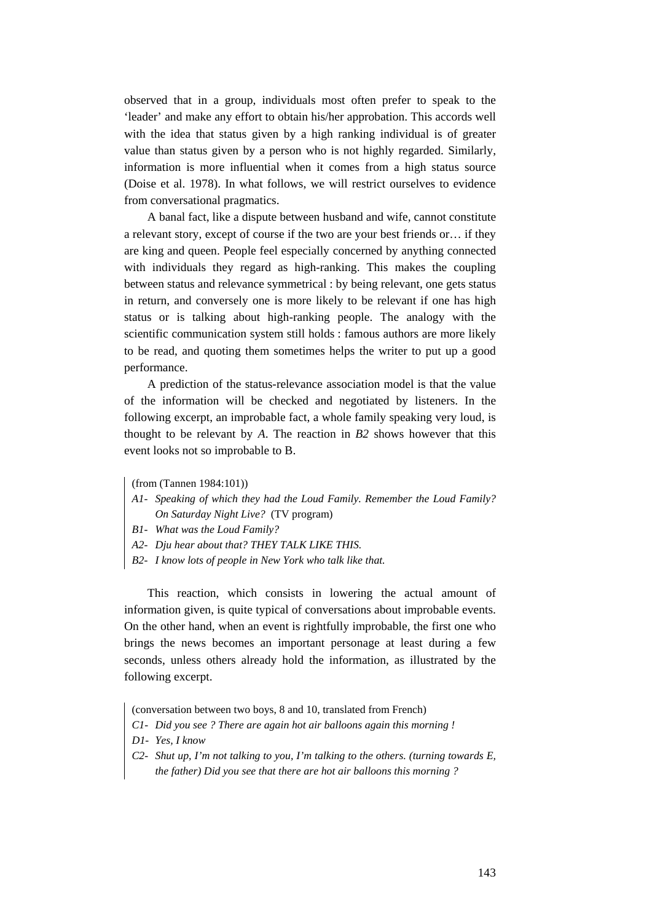observed that in a group, individuals most often prefer to speak to the 'leader' and make any effort to obtain his/her approbation. This accords well with the idea that status given by a high ranking individual is of greater value than status given by a person who is not highly regarded. Similarly, information is more influential when it comes from a high status source (Doise et al. 1978). In what follows, we will restrict ourselves to evidence from conversational pragmatics.

A banal fact, like a dispute between husband and wife, cannot constitute a relevant story, except of course if the two are your best friends or… if they are king and queen. People feel especially concerned by anything connected with individuals they regard as high-ranking. This makes the coupling between status and relevance symmetrical : by being relevant, one gets status in return, and conversely one is more likely to be relevant if one has high status or is talking about high-ranking people. The analogy with the scientific communication system still holds : famous authors are more likely to be read, and quoting them sometimes helps the writer to put up a good performance.

A prediction of the status-relevance association model is that the value of the information will be checked and negotiated by listeners. In the following excerpt, an improbable fact, a whole family speaking very loud, is thought to be relevant by *A*. The reaction in *B2* shows however that this event looks not so improbable to B.

> (from (Tannen 1984:101))
> *A1- Speaking of which they had the Loud Family. Remember the Loud Family? On Saturday Night Live?* (TV program)
> *B1- What was the Loud Family?*
> *A2- Dju hear about that? THEY TALK LIKE THIS.*
> *B2- I know lots of people in New York who talk like that.*

This reaction, which consists in lowering the actual amount of information given, is quite typical of conversations about improbable events. On the other hand, when an event is rightfully improbable, the first one who brings the news becomes an important personage at least during a few seconds, unless others already hold the information, as illustrated by the following excerpt.

> (conversation between two boys, 8 and 10, translated from French)
> *C1- Did you see ? There are again hot air balloons again this morning !*
> *D1- Yes, I know*
> *C2- Shut up, I'm not talking to you, I'm talking to the others. (turning towards E, the father) Did you see that there are hot air balloons this morning ?*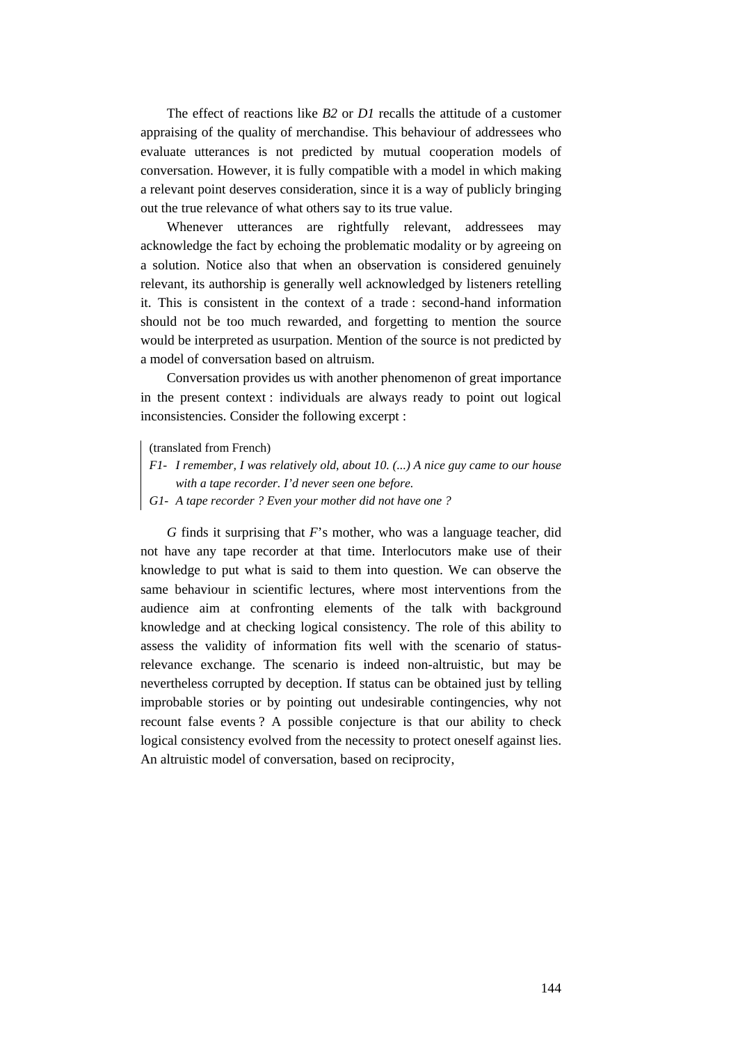The effect of reactions like *B2* or *D1* recalls the attitude of a customer appraising of the quality of merchandise. This behaviour of addressees who evaluate utterances is not predicted by mutual cooperation models of conversation. However, it is fully compatible with a model in which making a relevant point deserves consideration, since it is a way of publicly bringing out the true relevance of what others say to its true value.

Whenever utterances are rightfully relevant, addressees may acknowledge the fact by echoing the problematic modality or by agreeing on a solution. Notice also that when an observation is considered genuinely relevant, its authorship is generally well acknowledged by listeners retelling it. This is consistent in the context of a trade : second-hand information should not be too much rewarded, and forgetting to mention the source would be interpreted as usurpation. Mention of the source is not predicted by a model of conversation based on altruism.

Conversation provides us with another phenomenon of great importance in the present context : individuals are always ready to point out logical inconsistencies. Consider the following excerpt :

> (translated from French)
> *F1- I remember, I was relatively old, about 10. (...) A nice guy came to our house with a tape recorder. I'd never seen one before.*
> *G1- A tape recorder ? Even your mother did not have one ?*

*G* finds it surprising that *F*'s mother, who was a language teacher, did not have any tape recorder at that time. Interlocutors make use of their knowledge to put what is said to them into question. We can observe the same behaviour in scientific lectures, where most interventions from the audience aim at confronting elements of the talk with background knowledge and at checking logical consistency. The role of this ability to assess the validity of information fits well with the scenario of status-relevance exchange. The scenario is indeed non-altruistic, but may be nevertheless corrupted by deception. If status can be obtained just by telling improbable stories or by pointing out undesirable contingencies, why not recount false events ? A possible conjecture is that our ability to check logical consistency evolved from the necessity to protect oneself against lies. An altruistic model of conversation, based on reciprocity,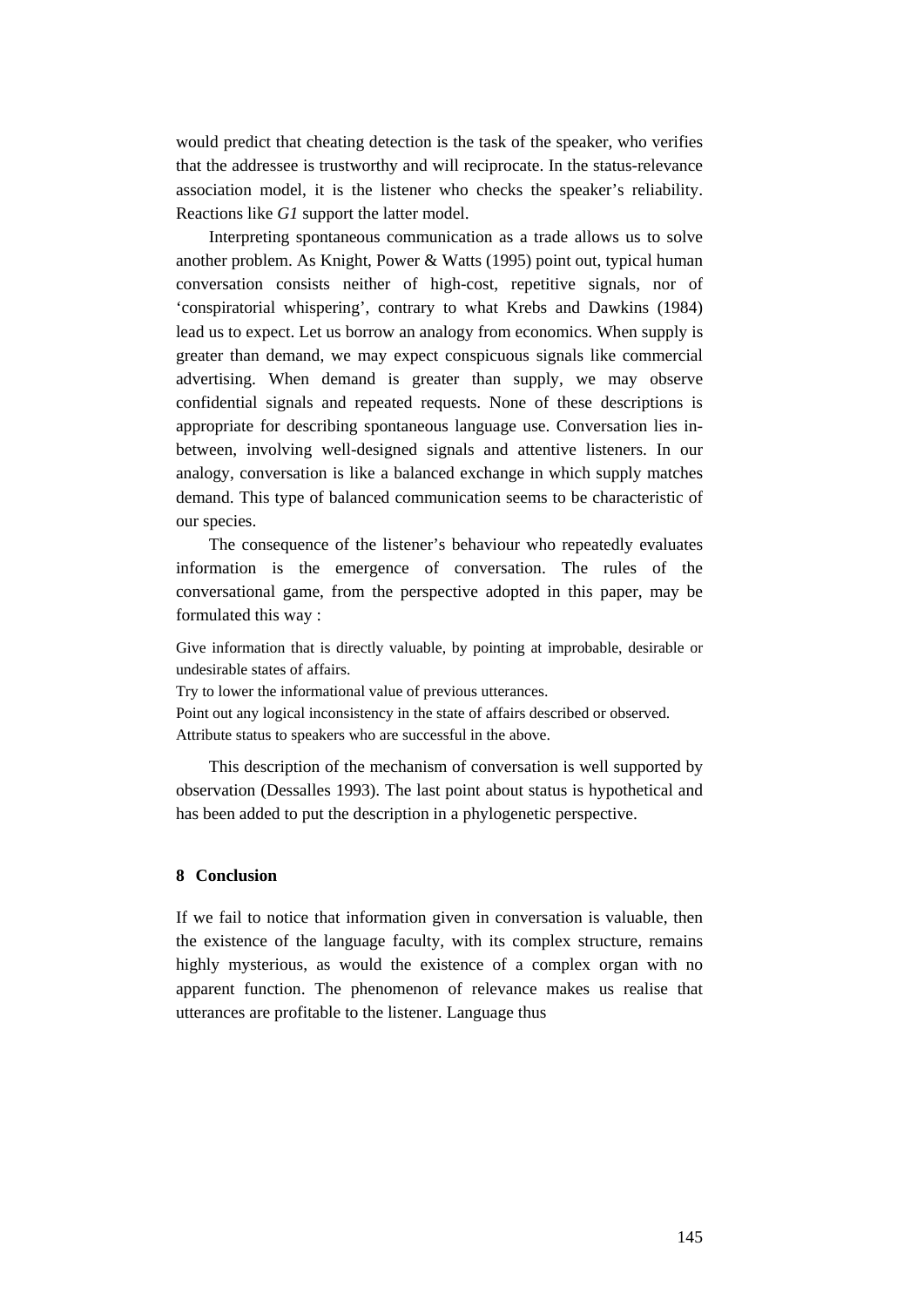would predict that cheating detection is the task of the speaker, who verifies that the addressee is trustworthy and will reciprocate. In the status-relevance association model, it is the listener who checks the speaker's reliability. Reactions like *G1* support the latter model.

Interpreting spontaneous communication as a trade allows us to solve another problem. As Knight, Power & Watts (1995) point out, typical human conversation consists neither of high-cost, repetitive signals, nor of 'conspiratorial whispering', contrary to what Krebs and Dawkins (1984) lead us to expect. Let us borrow an analogy from economics. When supply is greater than demand, we may expect conspicuous signals like commercial advertising. When demand is greater than supply, we may observe confidential signals and repeated requests. None of these descriptions is appropriate for describing spontaneous language use. Conversation lies in-between, involving well-designed signals and attentive listeners. In our analogy, conversation is like a balanced exchange in which supply matches demand. This type of balanced communication seems to be characteristic of our species.

The consequence of the listener's behaviour who repeatedly evaluates information is the emergence of conversation. The rules of the conversational game, from the perspective adopted in this paper, may be formulated this way :

Give information that is directly valuable, by pointing at improbable, desirable or undesirable states of affairs.
Try to lower the informational value of previous utterances.
Point out any logical inconsistency in the state of affairs described or observed.
Attribute status to speakers who are successful in the above.

This description of the mechanism of conversation is well supported by observation (Dessalles 1993). The last point about status is hypothetical and has been added to put the description in a phylogenetic perspective.

## 8 Conclusion

If we fail to notice that information given in conversation is valuable, then the existence of the language faculty, with its complex structure, remains highly mysterious, as would the existence of a complex organ with no apparent function. The phenomenon of relevance makes us realise that utterances are profitable to the listener. Language thus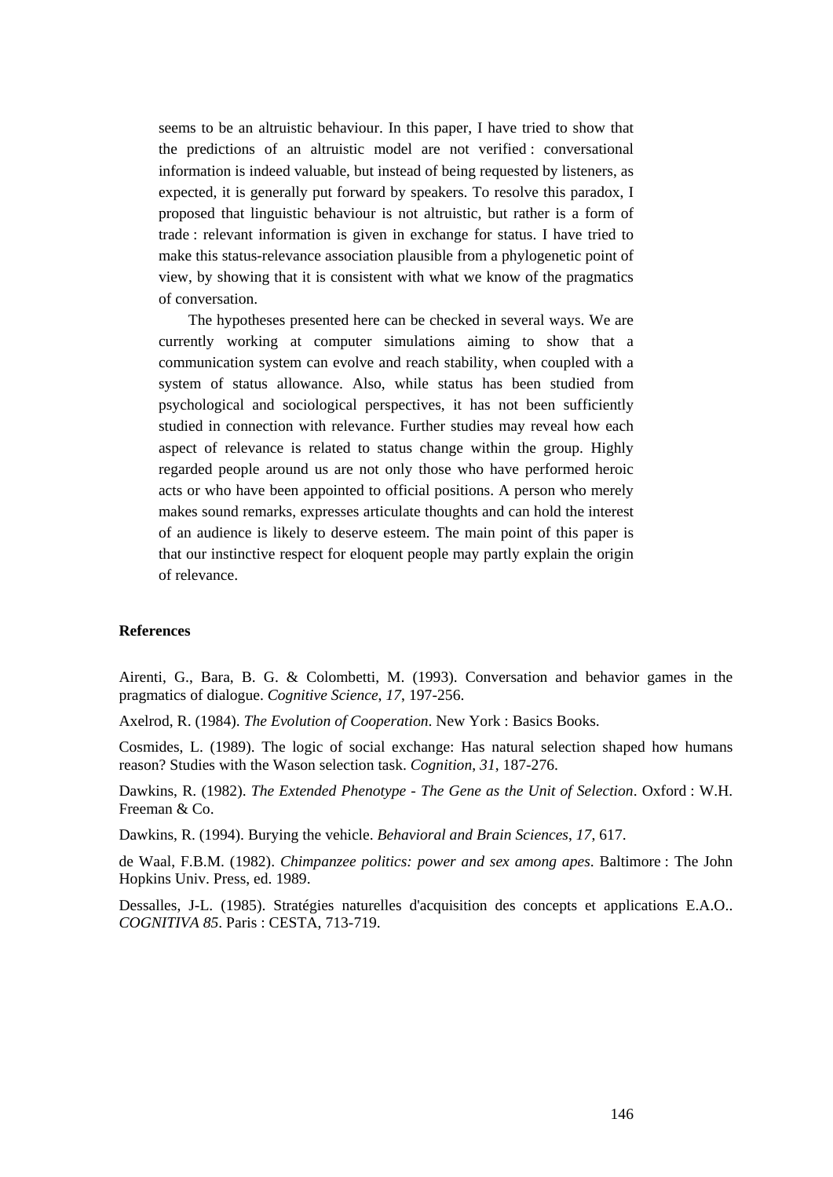seems to be an altruistic behaviour. In this paper, I have tried to show that the predictions of an altruistic model are not verified : conversational information is indeed valuable, but instead of being requested by listeners, as expected, it is generally put forward by speakers. To resolve this paradox, I proposed that linguistic behaviour is not altruistic, but rather is a form of trade : relevant information is given in exchange for status. I have tried to make this status-relevance association plausible from a phylogenetic point of view, by showing that it is consistent with what we know of the pragmatics of conversation.

The hypotheses presented here can be checked in several ways. We are currently working at computer simulations aiming to show that a communication system can evolve and reach stability, when coupled with a system of status allowance. Also, while status has been studied from psychological and sociological perspectives, it has not been sufficiently studied in connection with relevance. Further studies may reveal how each aspect of relevance is related to status change within the group. Highly regarded people around us are not only those who have performed heroic acts or who have been appointed to official positions. A person who merely makes sound remarks, expresses articulate thoughts and can hold the interest of an audience is likely to deserve esteem. The main point of this paper is that our instinctive respect for eloquent people may partly explain the origin of relevance.

#### References

Airenti, G., Bara, B. G. & Colombetti, M. (1993). Conversation and behavior games in the pragmatics of dialogue. *Cognitive Science*, *17*, 197-256.

Axelrod, R. (1984). *The Evolution of Cooperation*. New York : Basics Books.

Cosmides, L. (1989). The logic of social exchange: Has natural selection shaped how humans reason? Studies with the Wason selection task. *Cognition*, *31*, 187-276.

Dawkins, R. (1982). *The Extended Phenotype - The Gene as the Unit of Selection*. Oxford : W.H. Freeman & Co.

Dawkins, R. (1994). Burying the vehicle. *Behavioral and Brain Sciences*, *17*, 617.

de Waal, F.B.M. (1982). *Chimpanzee politics: power and sex among apes*. Baltimore : The John Hopkins Univ. Press, ed. 1989.

Dessalles, J-L. (1985). Stratégies naturelles d'acquisition des concepts et applications E.A.O.. *COGNITIVA 85*. Paris : CESTA, 713-719.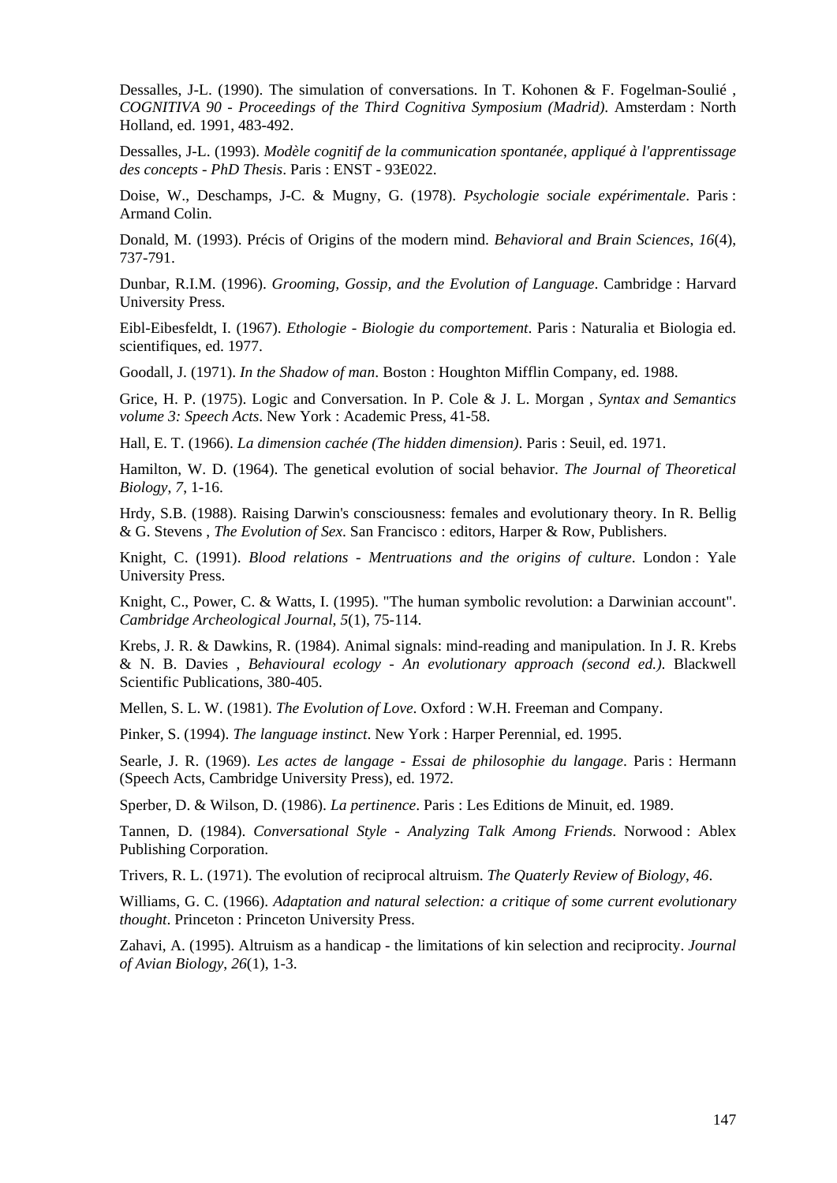Dessalles, J-L. (1990). The simulation of conversations. In T. Kohonen & F. Fogelman-Soulié , *COGNITIVA 90 - Proceedings of the Third Cognitiva Symposium (Madrid)*. Amsterdam : North Holland, ed. 1991, 483-492.

Dessalles, J-L. (1993). *Modèle cognitif de la communication spontanée, appliqué à l'apprentissage des concepts - PhD Thesis*. Paris : ENST - 93E022.

Doise, W., Deschamps, J-C. & Mugny, G. (1978). *Psychologie sociale expérimentale*. Paris : Armand Colin.

Donald, M. (1993). Précis of Origins of the modern mind. *Behavioral and Brain Sciences*, *16*(4), 737-791.

Dunbar, R.I.M. (1996). *Grooming, Gossip, and the Evolution of Language*. Cambridge : Harvard University Press.

Eibl-Eibesfeldt, I. (1967). *Ethologie - Biologie du comportement*. Paris : Naturalia et Biologia ed. scientifiques, ed. 1977.

Goodall, J. (1971). *In the Shadow of man*. Boston : Houghton Mifflin Company, ed. 1988.

Grice, H. P. (1975). Logic and Conversation. In P. Cole & J. L. Morgan , *Syntax and Semantics volume 3: Speech Acts*. New York : Academic Press, 41-58.

Hall, E. T. (1966). *La dimension cachée (The hidden dimension)*. Paris : Seuil, ed. 1971.

Hamilton, W. D. (1964). The genetical evolution of social behavior. *The Journal of Theoretical Biology*, *7*, 1-16.

Hrdy, S.B. (1988). Raising Darwin's consciousness: females and evolutionary theory. In R. Bellig & G. Stevens , *The Evolution of Sex*. San Francisco : editors, Harper & Row, Publishers.

Knight, C. (1991). *Blood relations - Mentruations and the origins of culture*. London : Yale University Press.

Knight, C., Power, C. & Watts, I. (1995). "The human symbolic revolution: a Darwinian account". *Cambridge Archeological Journal*, *5*(1), 75-114.

Krebs, J. R. & Dawkins, R. (1984). Animal signals: mind-reading and manipulation. In J. R. Krebs & N. B. Davies , *Behavioural ecology - An evolutionary approach (second ed.)*. Blackwell Scientific Publications, 380-405.

Mellen, S. L. W. (1981). *The Evolution of Love*. Oxford : W.H. Freeman and Company.

Pinker, S. (1994). *The language instinct*. New York : Harper Perennial, ed. 1995.

Searle, J. R. (1969). *Les actes de langage - Essai de philosophie du langage*. Paris : Hermann (Speech Acts, Cambridge University Press), ed. 1972.

Sperber, D. & Wilson, D. (1986). *La pertinence*. Paris : Les Editions de Minuit, ed. 1989.

Tannen, D. (1984). *Conversational Style - Analyzing Talk Among Friends*. Norwood : Ablex Publishing Corporation.

Trivers, R. L. (1971). The evolution of reciprocal altruism. *The Quaterly Review of Biology*, *46*.

Williams, G. C. (1966). *Adaptation and natural selection: a critique of some current evolutionary thought*. Princeton : Princeton University Press.

Zahavi, A. (1995). Altruism as a handicap - the limitations of kin selection and reciprocity. *Journal of Avian Biology*, *26*(1), 1-3.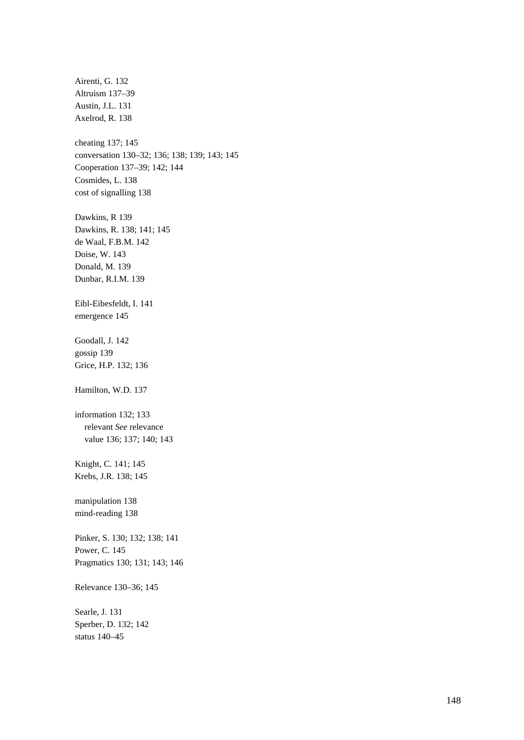Airenti, G. 132
Altruism 137–39
Austin, J.L. 131
Axelrod, R. 138

cheating 137; 145
conversation 130–32; 136; 138; 139; 143; 145
Cooperation 137–39; 142; 144
Cosmides, L. 138
cost of signalling 138

Dawkins, R 139
Dawkins, R. 138; 141; 145
de Waal, F.B.M. 142
Doise, W. 143
Donald, M. 139
Dunbar, R.I.M. 139

Eibl-Eibesfeldt, I. 141
emergence 145

Goodall, J. 142
gossip 139
Grice, H.P. 132; 136

Hamilton, W.D. 137

information 132; 133
  relevant *See* relevance
  value 136; 137; 140; 143

Knight, C. 141; 145
Krebs, J.R. 138; 145

manipulation 138
mind-reading 138

Pinker, S. 130; 132; 138; 141
Power, C. 145
Pragmatics 130; 131; 143; 146

Relevance 130–36; 145

Searle, J. 131
Sperber, D. 132; 142
status 140–45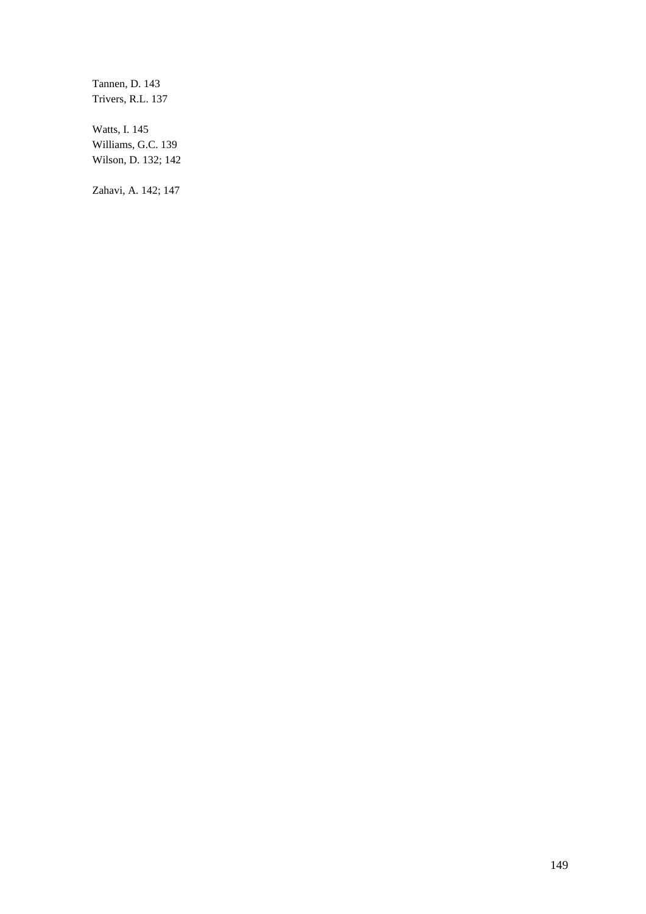Tannen, D. 143
Trivers, R.L. 137

Watts, I. 145
Williams, G.C. 139
Wilson, D. 132; 142

Zahavi, A. 142; 147